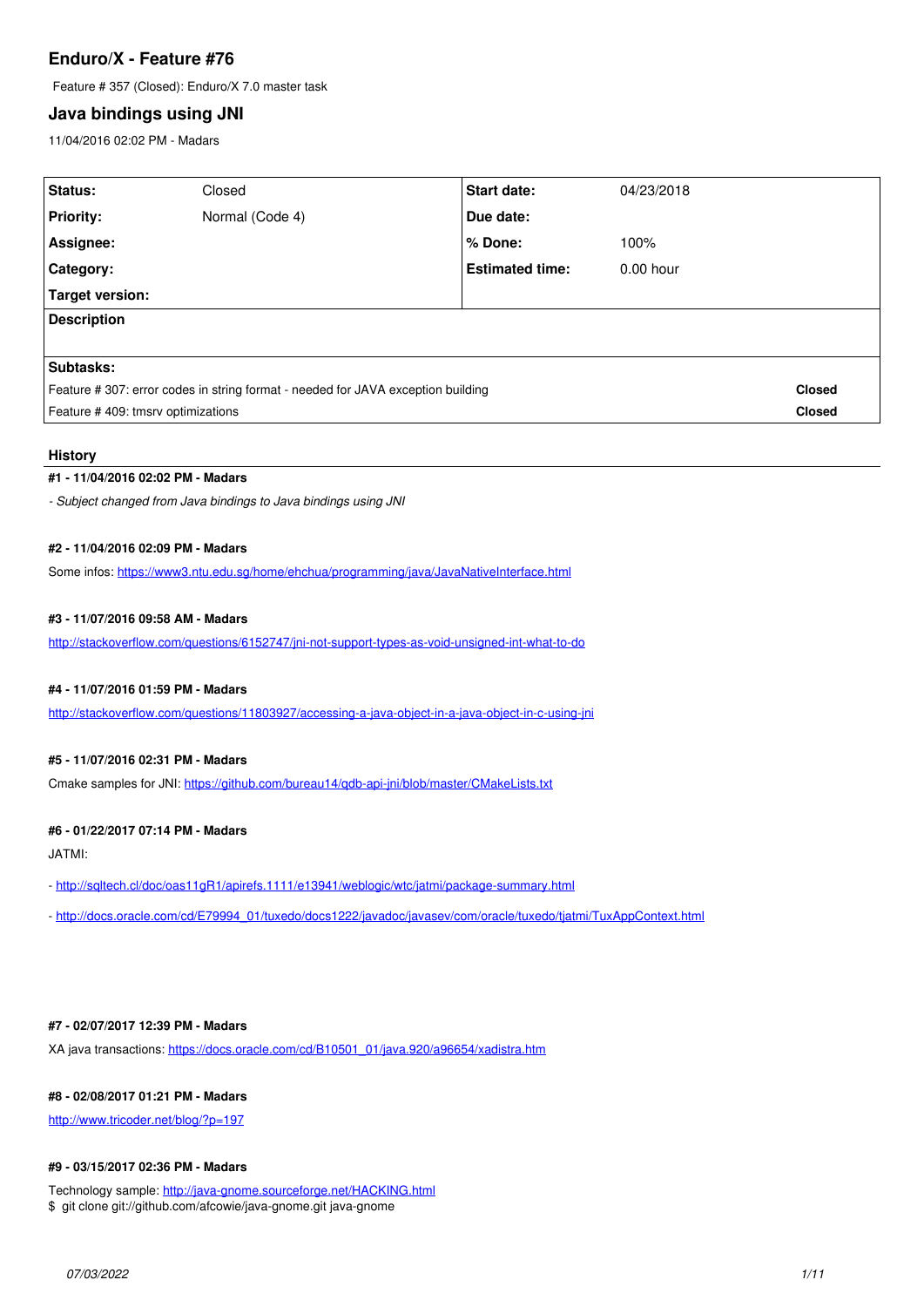# Enduro/X - Feature #76

Feature # 357 (Closed): Enduro/X 7.0 master task

## Java bindings using JNI

11/04/2016 02:02 PM - Madars

| Status: | Closed | Start date: | 04/23/2018 |
|---|---|---|---|
| Priority: | Normal (Code 4) | Due date: | |
| Assignee: | | % Done: | 100% |
| Category: | | Estimated time: | 0.00 hour |
| Target version: | | | |

**Description**

**Subtasks:**

| Subtask | Status |
|---|---|
| Feature # 307: error codes in string format - needed for JAVA exception building | Closed |
| Feature # 409: tmsrv optimizations | Closed |

### History

#### #1 - 11/04/2016 02:02 PM - Madars

*- Subject changed from Java bindings to Java bindings using JNI*

#### #2 - 11/04/2016 02:09 PM - Madars

Some infos: https://www3.ntu.edu.sg/home/ehchua/programming/java/JavaNativeInterface.html

#### #3 - 11/07/2016 09:58 AM - Madars

http://stackoverflow.com/questions/6152747/jni-not-support-types-as-void-unsigned-int-what-to-do

#### #4 - 11/07/2016 01:59 PM - Madars

http://stackoverflow.com/questions/11803927/accessing-a-java-object-in-a-java-object-in-c-using-jni

#### #5 - 11/07/2016 02:31 PM - Madars

Cmake samples for JNI: https://github.com/bureau14/qdb-api-jni/blob/master/CMakeLists.txt

#### #6 - 01/22/2017 07:14 PM - Madars

JATMI:

- http://sqltech.cl/doc/oas11gR1/apirefs.1111/e13941/weblogic/wtc/jatmi/package-summary.html

- http://docs.oracle.com/cd/E79994_01/tuxedo/docs1222/javadoc/javasev/com/oracle/tuxedo/tjatmi/TuxAppContext.html

#### #7 - 02/07/2017 12:39 PM - Madars

XA java transactions: https://docs.oracle.com/cd/B10501_01/java.920/a96654/xadistra.htm

#### #8 - 02/08/2017 01:21 PM - Madars

http://www.tricoder.net/blog/?p=197

#### #9 - 03/15/2017 02:36 PM - Madars

Technology sample: http://java-gnome.sourceforge.net/HACKING.html

$ git clone git://github.com/afcowie/java-gnome.git java-gnome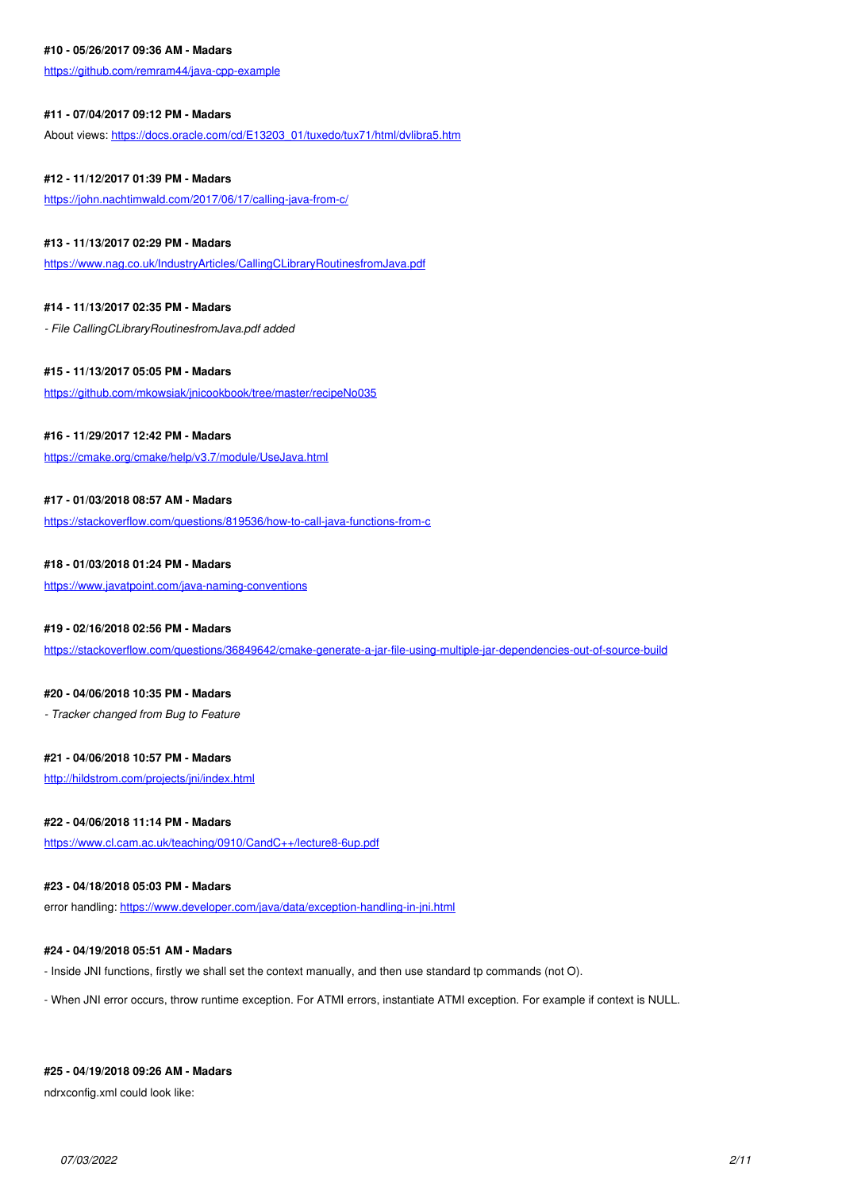#### #10 - 05/26/2017 09:36 AM - Madars

https://github.com/remram44/java-cpp-example

#### #11 - 07/04/2017 09:12 PM - Madars

About views: https://docs.oracle.com/cd/E13203_01/tuxedo/tux71/html/dvlibra5.htm

#### #12 - 11/12/2017 01:39 PM - Madars

https://john.nachtimwald.com/2017/06/17/calling-java-from-c/

#### #13 - 11/13/2017 02:29 PM - Madars

https://www.nag.co.uk/IndustryArticles/CallingCLibraryRoutinesfromJava.pdf

#### #14 - 11/13/2017 02:35 PM - Madars

*- File CallingCLibraryRoutinesfromJava.pdf added*

#### #15 - 11/13/2017 05:05 PM - Madars

https://github.com/mkowsiak/jnicookbook/tree/master/recipeNo035

#### #16 - 11/29/2017 12:42 PM - Madars

https://cmake.org/cmake/help/v3.7/module/UseJava.html

#### #17 - 01/03/2018 08:57 AM - Madars

https://stackoverflow.com/questions/819536/how-to-call-java-functions-from-c

#### #18 - 01/03/2018 01:24 PM - Madars

https://www.javatpoint.com/java-naming-conventions

#### #19 - 02/16/2018 02:56 PM - Madars

https://stackoverflow.com/questions/36849642/cmake-generate-a-jar-file-using-multiple-jar-dependencies-out-of-source-build

#### #20 - 04/06/2018 10:35 PM - Madars

*- Tracker changed from Bug to Feature*

#### #21 - 04/06/2018 10:57 PM - Madars

http://hildstrom.com/projects/jni/index.html

#### #22 - 04/06/2018 11:14 PM - Madars

https://www.cl.cam.ac.uk/teaching/0910/CandC++/lecture8-6up.pdf

#### #23 - 04/18/2018 05:03 PM - Madars

error handling: https://www.developer.com/java/data/exception-handling-in-jni.html

#### #24 - 04/19/2018 05:51 AM - Madars

- Inside JNI functions, firstly we shall set the context manually, and then use standard tp commands (not O).

- When JNI error occurs, throw runtime exception. For ATMI errors, instantiate ATMI exception. For example if context is NULL.

#### #25 - 04/19/2018 09:26 AM - Madars

ndrxconfig.xml could look like: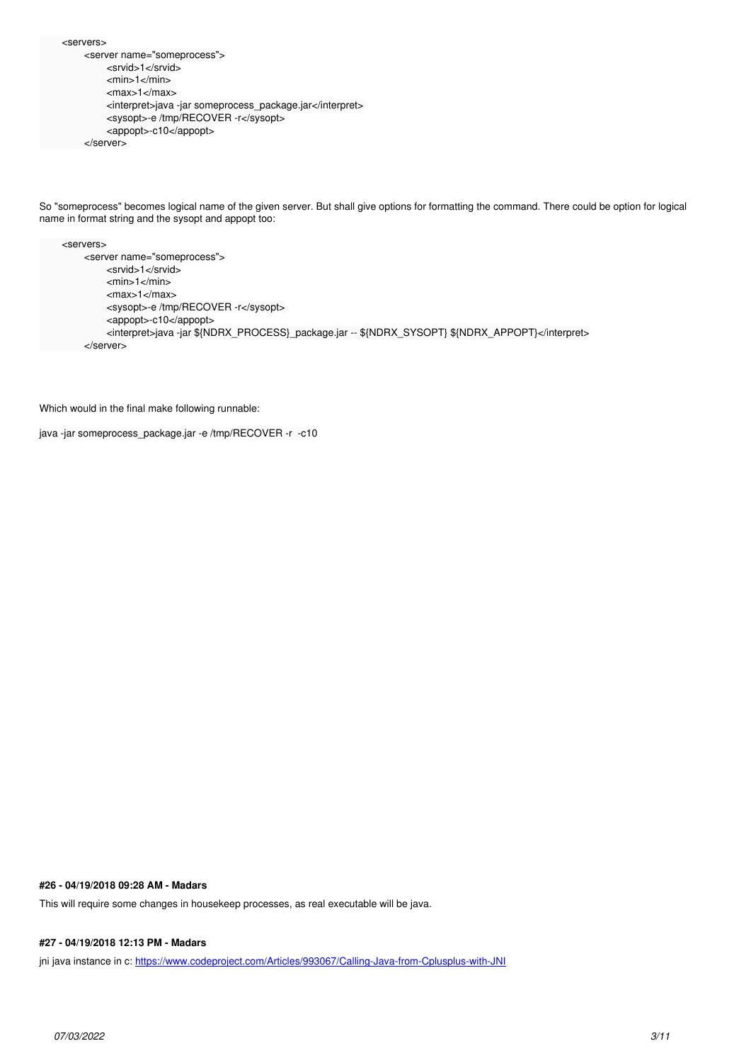```xml
<servers>
    <server name="someprocess">
        <srvid>1</srvid>
        <min>1</min>
        <max>1</max>
        <interpret>java -jar someprocess_package.jar</interpret>
        <sysopt>-e /tmp/RECOVER -r</sysopt>
        <appopt>-c10</appopt>
    </server>
```

So "someprocess" becomes logical name of the given server. But shall give options for formatting the command. There could be option for logical name in format string and the sysopt and appopt too:

```xml
<servers>
    <server name="someprocess">
        <srvid>1</srvid>
        <min>1</min>
        <max>1</max>
        <sysopt>-e /tmp/RECOVER -r</sysopt>
        <appopt>-c10</appopt>
        <interpret>java -jar ${NDRX_PROCESS}_package.jar -- ${NDRX_SYSOPT} ${NDRX_APPOPT}</interpret>
    </server>
```

Which would in the final make following runnable:

java -jar someprocess_package.jar -e /tmp/RECOVER -r  -c10

**#26 - 04/19/2018 09:28 AM - Madars**

This will require some changes in housekeep processes, as real executable will be java.

**#27 - 04/19/2018 12:13 PM - Madars**

jni java instance in c: https://www.codeproject.com/Articles/993067/Calling-Java-from-Cplusplus-with-JNI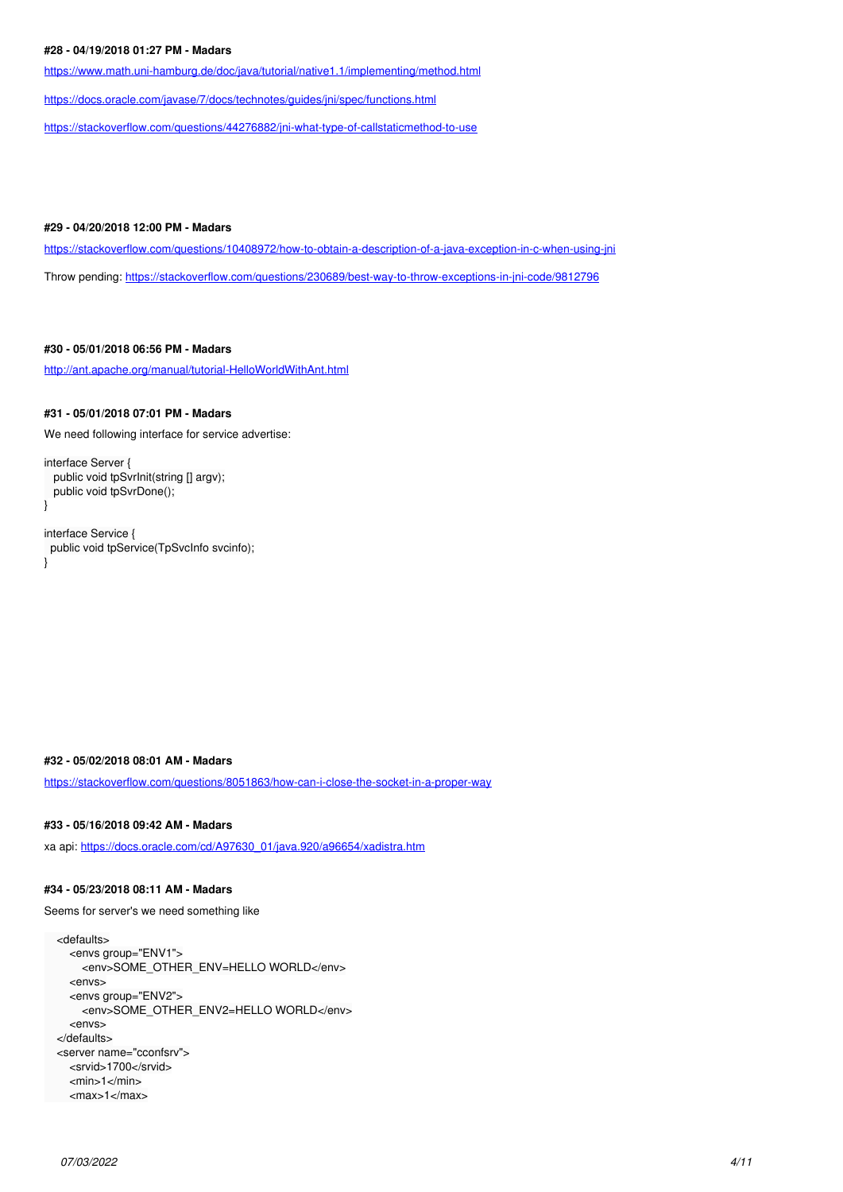#### #28 - 04/19/2018 01:27 PM - Madars

https://www.math.uni-hamburg.de/doc/java/tutorial/native1.1/implementing/method.html

https://docs.oracle.com/javase/7/docs/technotes/guides/jni/spec/functions.html

https://stackoverflow.com/questions/44276882/jni-what-type-of-callstaticmethod-to-use

#### #29 - 04/20/2018 12:00 PM - Madars

https://stackoverflow.com/questions/10408972/how-to-obtain-a-description-of-a-java-exception-in-c-when-using-jni

Throw pending: https://stackoverflow.com/questions/230689/best-way-to-throw-exceptions-in-jni-code/9812796

#### #30 - 05/01/2018 06:56 PM - Madars

http://ant.apache.org/manual/tutorial-HelloWorldWithAnt.html

#### #31 - 05/01/2018 07:01 PM - Madars

We need following interface for service advertise:

```
interface Server {
  public void tpSvrInit(string [] argv);
  public void tpSvrDone();
}

interface Service {
 public void tpService(TpSvcInfo svcinfo);
}
```

#### #32 - 05/02/2018 08:01 AM - Madars

https://stackoverflow.com/questions/8051863/how-can-i-close-the-socket-in-a-proper-way

#### #33 - 05/16/2018 09:42 AM - Madars

xa api: https://docs.oracle.com/cd/A97630_01/java.920/a96654/xadistra.htm

#### #34 - 05/23/2018 08:11 AM - Madars

Seems for server's we need something like

```
  <defaults>
     <envs group="ENV1">
        <env>SOME_OTHER_ENV=HELLO WORLD</env>
     <envs>
     <envs group="ENV2">
        <env>SOME_OTHER_ENV2=HELLO WORLD</env>
     <envs>
  </defaults>
  <server name="cconfsrv">
     <srvid>1700</srvid>
     <min>1</min>
     <max>1</max>
```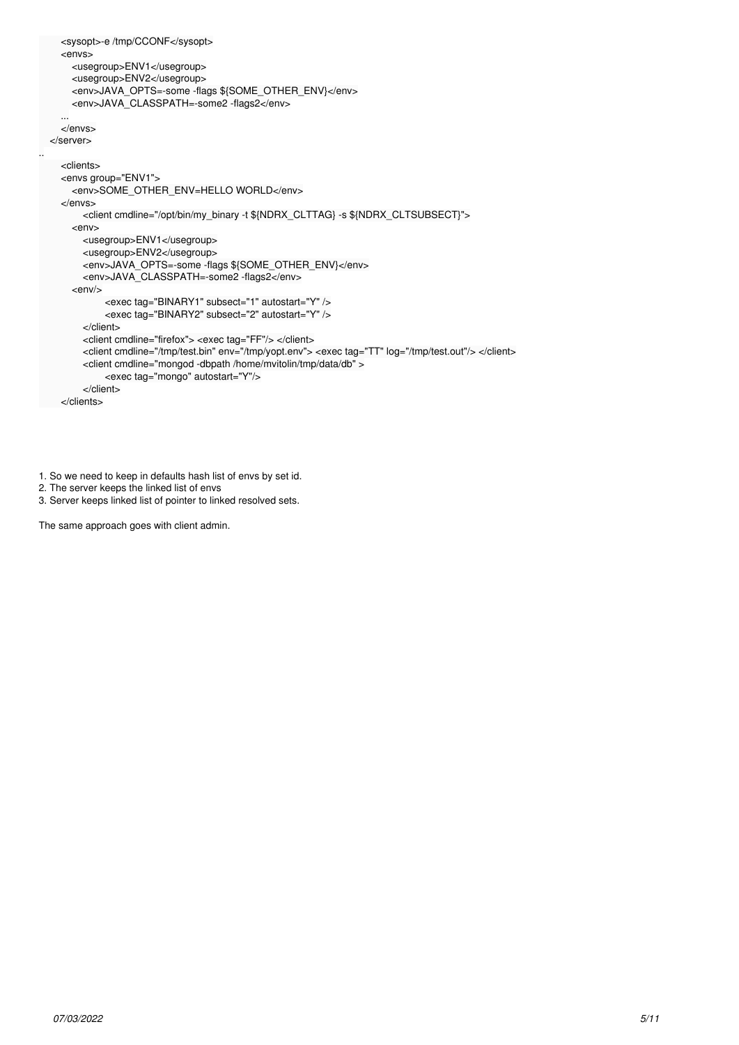```
      <sysopt>-e /tmp/CCONF</sysopt>
      <envs>
         <usegroup>ENV1</usegroup>
         <usegroup>ENV2</usegroup>
         <env>JAVA_OPTS=-some -flags ${SOME_OTHER_ENV}</env>
         <env>JAVA_CLASSPATH=-some2 -flags2</env>
      ...
      </envs>
   </server>
..
      <clients>
      <envs group="ENV1">
         <env>SOME_OTHER_ENV=HELLO WORLD</env>
      </envs>
            <client cmdline="/opt/bin/my_binary -t ${NDRX_CLTTAG} -s ${NDRX_CLTSUBSECT}">
         <env>
            <usegroup>ENV1</usegroup>
            <usegroup>ENV2</usegroup>
            <env>JAVA_OPTS=-some -flags ${SOME_OTHER_ENV}</env>
            <env>JAVA_CLASSPATH=-some2 -flags2</env>
         <env/>
                  <exec tag="BINARY1" subsect="1" autostart="Y" />
                  <exec tag="BINARY2" subsect="2" autostart="Y" />
            </client>
            <client cmdline="firefox"> <exec tag="FF"/> </client>
            <client cmdline="/tmp/test.bin" env="/tmp/yopt.env"> <exec tag="TT" log="/tmp/test.out"/> </client>
            <client cmdline="mongod -dbpath /home/mvitolin/tmp/data/db" >
                  <exec tag="mongo" autostart="Y"/>
            </client>
      </clients>
```

1. So we need to keep in defaults hash list of envs by set id.
2. The server keeps the linked list of envs
3. Server keeps linked list of pointer to linked resolved sets.

The same approach goes with client admin.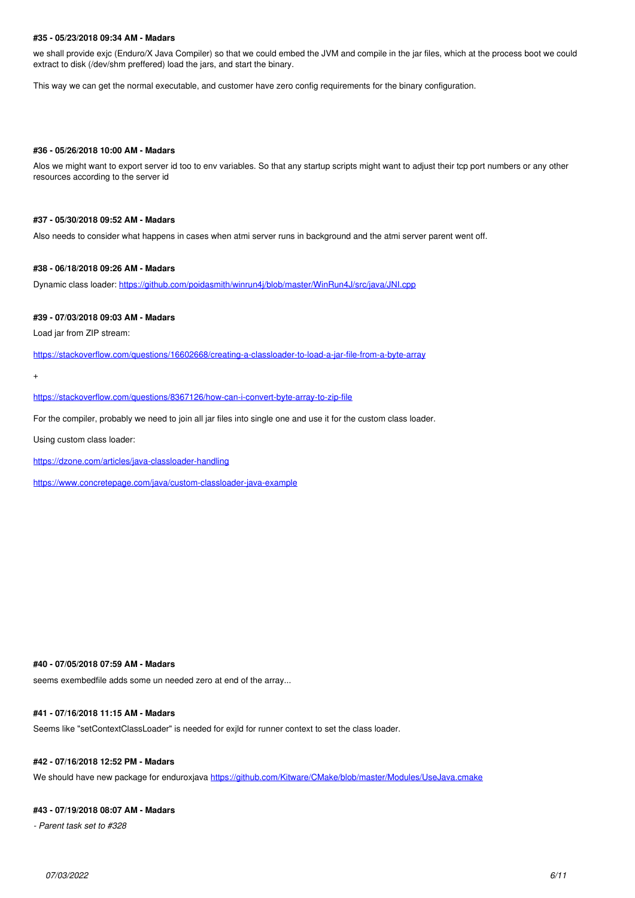#### #35 - 05/23/2018 09:34 AM - Madars

we shall provide exjc (Enduro/X Java Compiler) so that we could embed the JVM and compile in the jar files, which at the process boot we could extract to disk (/dev/shm preffered) load the jars, and start the binary.

This way we can get the normal executable, and customer have zero config requirements for the binary configuration.

#### #36 - 05/26/2018 10:00 AM - Madars

Alos we might want to export server id too to env variables. So that any startup scripts might want to adjust their tcp port numbers or any other resources according to the server id

#### #37 - 05/30/2018 09:52 AM - Madars

Also needs to consider what happens in cases when atmi server runs in background and the atmi server parent went off.

#### #38 - 06/18/2018 09:26 AM - Madars

Dynamic class loader: https://github.com/poidasmith/winrun4j/blob/master/WinRun4J/src/java/JNI.cpp

#### #39 - 07/03/2018 09:03 AM - Madars

Load jar from ZIP stream:

https://stackoverflow.com/questions/16602668/creating-a-classloader-to-load-a-jar-file-from-a-byte-array

+

https://stackoverflow.com/questions/8367126/how-can-i-convert-byte-array-to-zip-file

For the compiler, probably we need to join all jar files into single one and use it for the custom class loader.

Using custom class loader:

https://dzone.com/articles/java-classloader-handling

https://www.concretepage.com/java/custom-classloader-java-example

#### #40 - 07/05/2018 07:59 AM - Madars

seems exembedfile adds some un needed zero at end of the array...

#### #41 - 07/16/2018 11:15 AM - Madars

Seems like "setContextClassLoader" is needed for exjld for runner context to set the class loader.

#### #42 - 07/16/2018 12:52 PM - Madars

We should have new package for enduroxjava https://github.com/Kitware/CMake/blob/master/Modules/UseJava.cmake

#### #43 - 07/19/2018 08:07 AM - Madars

*- Parent task set to #328*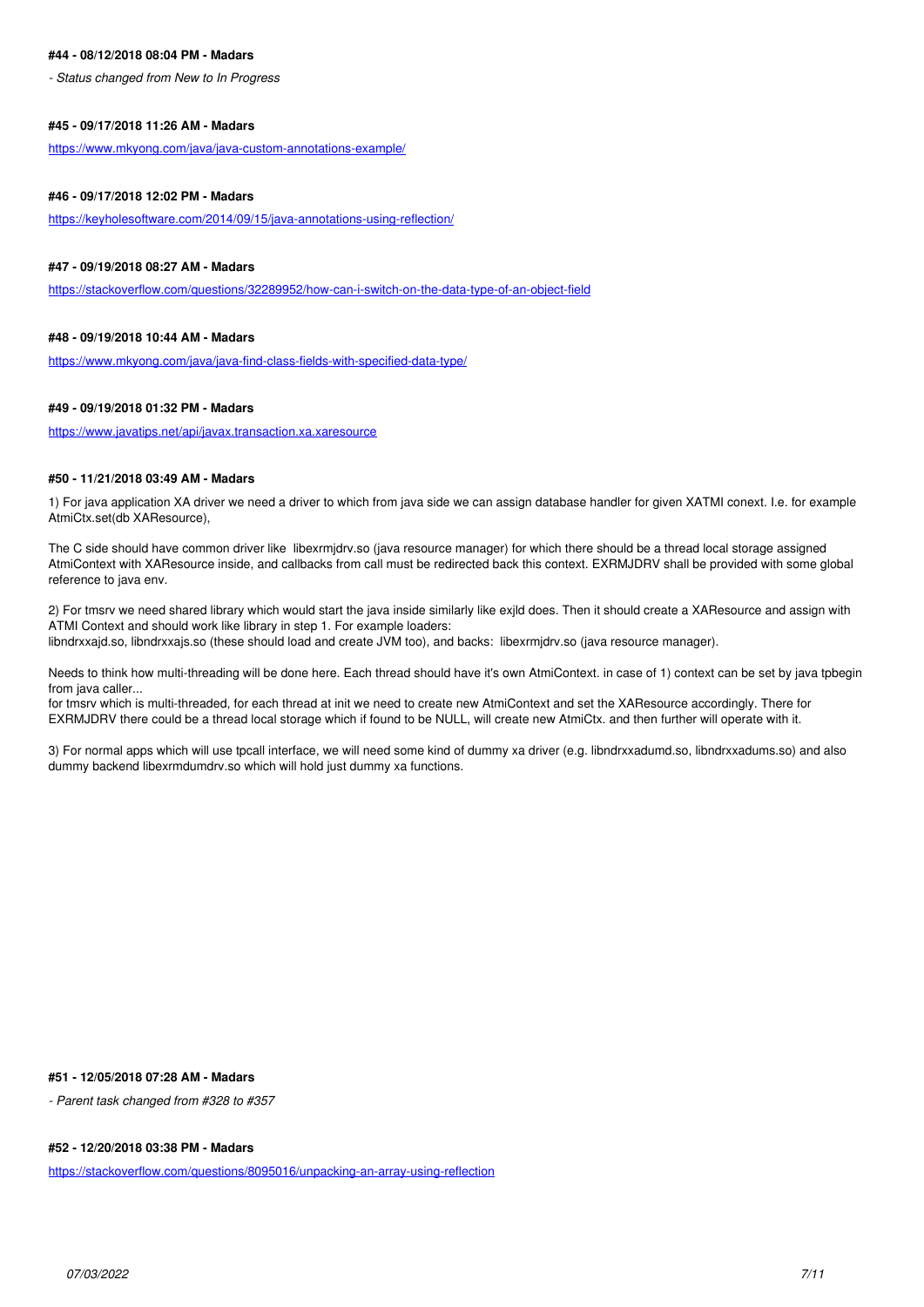#### #44 - 08/12/2018 08:04 PM - Madars

*- Status changed from New to In Progress*

#### #45 - 09/17/2018 11:26 AM - Madars

https://www.mkyong.com/java/java-custom-annotations-example/

#### #46 - 09/17/2018 12:02 PM - Madars

https://keyholesoftware.com/2014/09/15/java-annotations-using-reflection/

#### #47 - 09/19/2018 08:27 AM - Madars

https://stackoverflow.com/questions/32289952/how-can-i-switch-on-the-data-type-of-an-object-field

#### #48 - 09/19/2018 10:44 AM - Madars

https://www.mkyong.com/java/java-find-class-fields-with-specified-data-type/

#### #49 - 09/19/2018 01:32 PM - Madars

https://www.javatips.net/api/javax.transaction.xa.xaresource

#### #50 - 11/21/2018 03:49 AM - Madars

1) For java application XA driver we need a driver to which from java side we can assign database handler for given XATMI conext. I.e. for example AtmiCtx.set(db XAResource),

The C side should have common driver like libexrmjdrv.so (java resource manager) for which there should be a thread local storage assigned AtmiContext with XAResource inside, and callbacks from call must be redirected back this context. EXRMJDRV shall be provided with some global reference to java env.

2) For tmsrv we need shared library which would start the java inside similarly like exjld does. Then it should create a XAResource and assign with ATMI Context and should work like library in step 1. For example loaders:
libndrxxajd.so, libndrxxajs.so (these should load and create JVM too), and backs: libexrmjdrv.so (java resource manager).

Needs to think how multi-threading will be done here. Each thread should have it's own AtmiContext. in case of 1) context can be set by java tpbegin from java caller...
for tmsrv which is multi-threaded, for each thread at init we need to create new AtmiContext and set the XAResource accordingly. There for EXRMJDRV there could be a thread local storage which if found to be NULL, will create new AtmiCtx. and then further will operate with it.

3) For normal apps which will use tpcall interface, we will need some kind of dummy xa driver (e.g. libndrxxadumd.so, libndrxxadums.so) and also dummy backend libexrmdumdrv.so which will hold just dummy xa functions.

#### #51 - 12/05/2018 07:28 AM - Madars

*- Parent task changed from #328 to #357*

#### #52 - 12/20/2018 03:38 PM - Madars

https://stackoverflow.com/questions/8095016/unpacking-an-array-using-reflection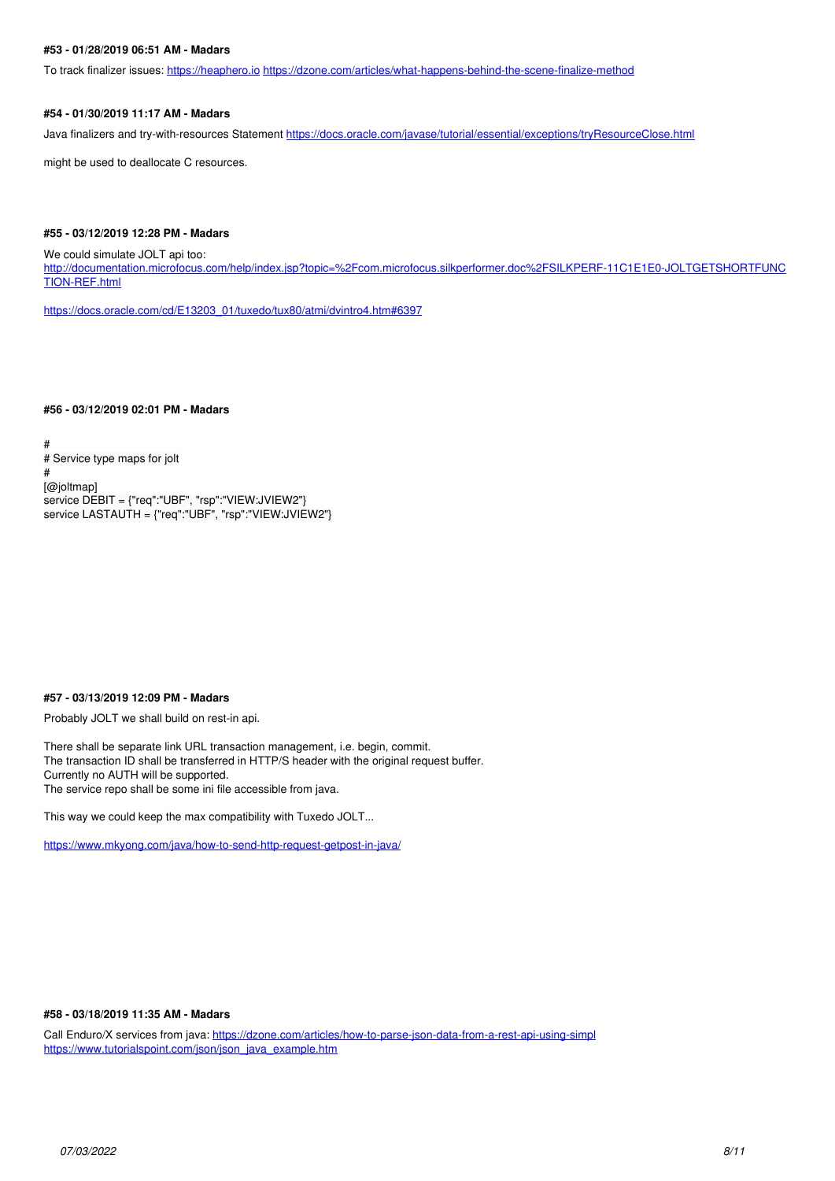#### #53 - 01/28/2019 06:51 AM - Madars

To track finalizer issues: https://heaphero.io https://dzone.com/articles/what-happens-behind-the-scene-finalize-method

#### #54 - 01/30/2019 11:17 AM - Madars

Java finalizers and try-with-resources Statement https://docs.oracle.com/javase/tutorial/essential/exceptions/tryResourceClose.html

might be used to deallocate C resources.

#### #55 - 03/12/2019 12:28 PM - Madars

We could simulate JOLT api too:
http://documentation.microfocus.com/help/index.jsp?topic=%2Fcom.microfocus.silkperformer.doc%2FSILKPERF-11C1E1E0-JOLTGETSHORTFUNCTION-REF.html

https://docs.oracle.com/cd/E13203_01/tuxedo/tux80/atmi/dvintro4.htm#6397

#### #56 - 03/12/2019 02:01 PM - Madars

```
#
# Service type maps for jolt
#
[@joltmap]
service DEBIT = {"req":"UBF", "rsp":"VIEW:JVIEW2"}
service LASTAUTH = {"req":"UBF", "rsp":"VIEW:JVIEW2"}
```

#### #57 - 03/13/2019 12:09 PM - Madars

Probably JOLT we shall build on rest-in api.

There shall be separate link URL transaction management, i.e. begin, commit.
The transaction ID shall be transferred in HTTP/S header with the original request buffer.
Currently no AUTH will be supported.
The service repo shall be some ini file accessible from java.

This way we could keep the max compatibility with Tuxedo JOLT...

https://www.mkyong.com/java/how-to-send-http-request-getpost-in-java/

#### #58 - 03/18/2019 11:35 AM - Madars

Call Enduro/X services from java: https://dzone.com/articles/how-to-parse-json-data-from-a-rest-api-using-simpl
https://www.tutorialspoint.com/json/json_java_example.htm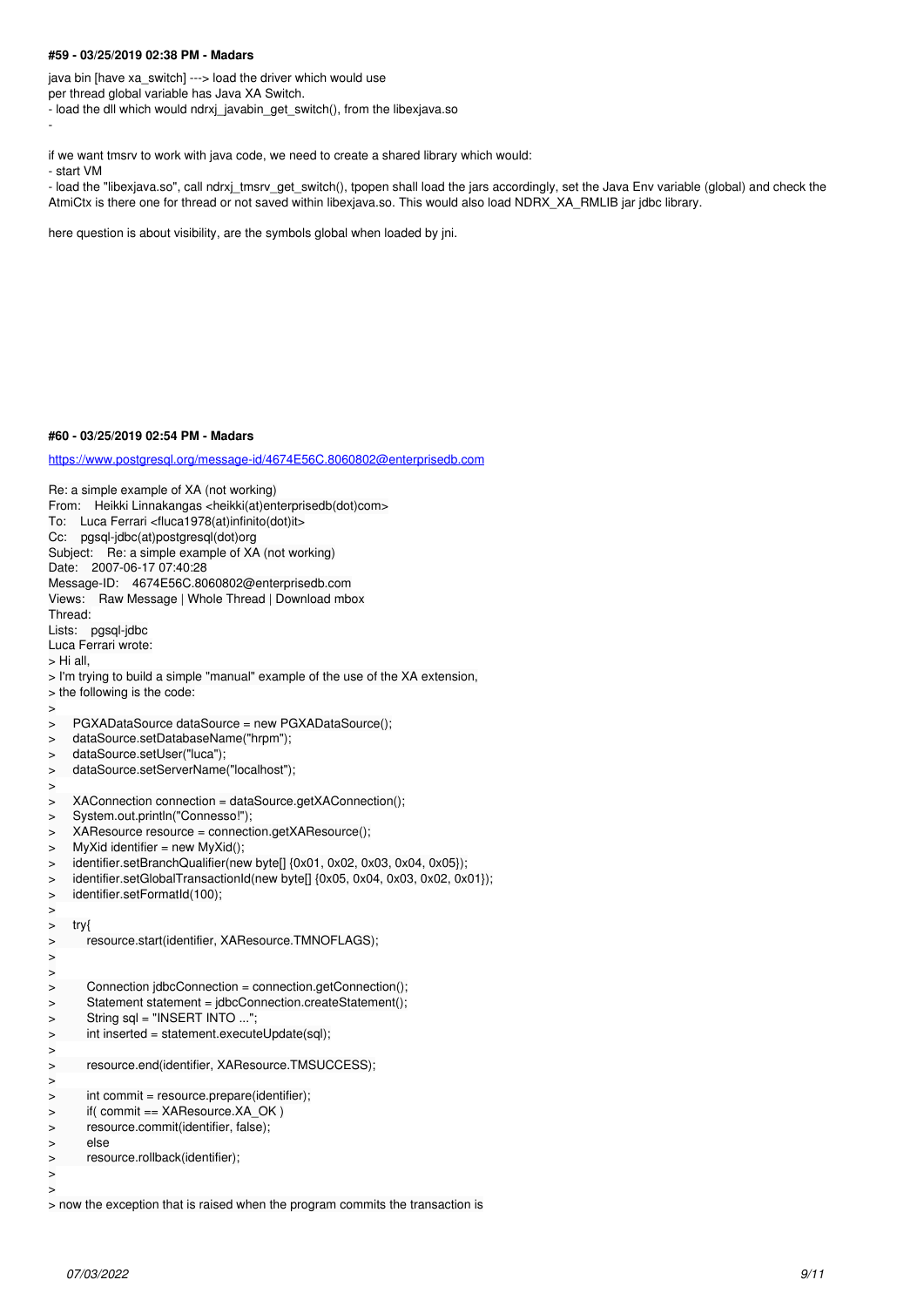#### #59 - 03/25/2019 02:38 PM - Madars

java bin [have xa_switch] ---> load the driver which would use
per thread global variable has Java XA Switch.
- load the dll which would ndrxj_javabin_get_switch(), from the libexjava.so
-

if we want tmsrv to work with java code, we need to create a shared library which would:
- start VM
- load the "libexjava.so", call ndrxj_tmsrv_get_switch(), tpopen shall load the jars accordingly, set the Java Env variable (global) and check the AtmiCtx is there one for thread or not saved within libexjava.so. This would also load NDRX_XA_RMLIB jar jdbc library.

here question is about visibility, are the symbols global when loaded by jni.

#### #60 - 03/25/2019 02:54 PM - Madars

https://www.postgresql.org/message-id/4674E56C.8060802@enterprisedb.com

Re: a simple example of XA (not working)
From: Heikki Linnakangas <heikki(at)enterprisedb(dot)com>
To: Luca Ferrari <fluca1978(at)infinito(dot)it>
Cc: pgsql-jdbc(at)postgresql(dot)org
Subject: Re: a simple example of XA (not working)
Date: 2007-06-17 07:40:28
Message-ID: 4674E56C.8060802@enterprisedb.com
Views: Raw Message | Whole Thread | Download mbox
Thread:
Lists: pgsql-jdbc
Luca Ferrari wrote:

```
> Hi all,
> I'm trying to build a simple "manual" example of the use of the XA extension,
> the following is the code:
>
>     PGXADataSource dataSource = new PGXADataSource();
>     dataSource.setDatabaseName("hrpm");
>     dataSource.setUser("luca");
>     dataSource.setServerName("localhost");
>
>     XAConnection connection = dataSource.getXAConnection();
>     System.out.println("Connesso!");
>     XAResource resource = connection.getXAResource();
>     MyXid identifier = new MyXid();
>     identifier.setBranchQualifier(new byte[] {0x01, 0x02, 0x03, 0x04, 0x05});
>     identifier.setGlobalTransactionId(new byte[] {0x05, 0x04, 0x03, 0x02, 0x01});
>     identifier.setFormatId(100);
>
>     try{
>         resource.start(identifier, XAResource.TMNOFLAGS);
>
>
>         Connection jdbcConnection = connection.getConnection();
>         Statement statement = jdbcConnection.createStatement();
>         String sql = "INSERT INTO ...";
>         int inserted = statement.executeUpdate(sql);
>
>         resource.end(identifier, XAResource.TMSUCCESS);
>
>         int commit = resource.prepare(identifier);
>         if( commit == XAResource.XA_OK )
>         resource.commit(identifier, false);
>         else
>         resource.rollback(identifier);
>
>
> now the exception that is raised when the program commits the transaction is
```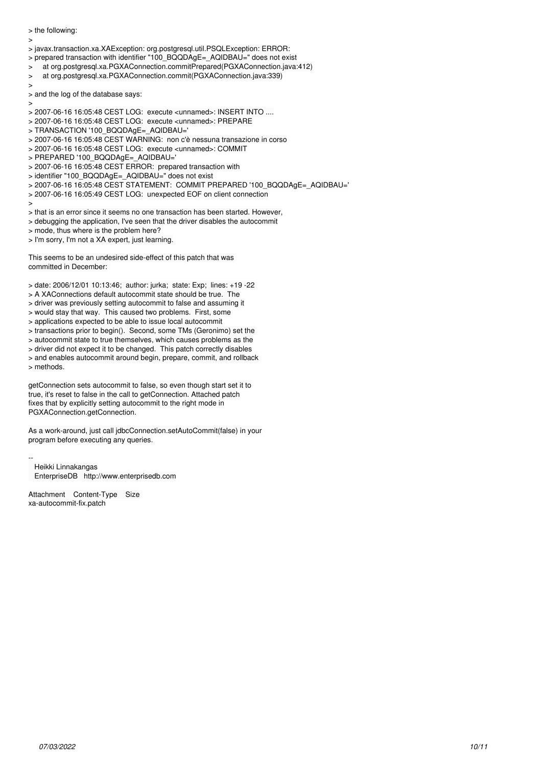> the following:
>
> javax.transaction.xa.XAException: org.postgresql.util.PSQLException: ERROR:
> prepared transaction with identifier "100_BQQDAgE=_AQIDBAU=" does not exist
>     at org.postgresql.xa.PGXAConnection.commitPrepared(PGXAConnection.java:412)
>     at org.postgresql.xa.PGXAConnection.commit(PGXAConnection.java:339)
>
> and the log of the database says:
>
> 2007-06-16 16:05:48 CEST LOG:  execute <unnamed>: INSERT INTO ....
> 2007-06-16 16:05:48 CEST LOG:  execute <unnamed>: PREPARE
> TRANSACTION '100_BQQDAgE=_AQIDBAU='
> 2007-06-16 16:05:48 CEST WARNING:  non c'è nessuna transazione in corso
> 2007-06-16 16:05:48 CEST LOG:  execute <unnamed>: COMMIT
> PREPARED '100_BQQDAgE=_AQIDBAU='
> 2007-06-16 16:05:48 CEST ERROR:  prepared transaction with
> identifier "100_BQQDAgE=_AQIDBAU=" does not exist
> 2007-06-16 16:05:48 CEST STATEMENT:  COMMIT PREPARED '100_BQQDAgE=_AQIDBAU='
> 2007-06-16 16:05:49 CEST LOG:  unexpected EOF on client connection
>
> that is an error since it seems no one transaction has been started. However,
> debugging the application, I've seen that the driver disables the autocommit
> mode, thus where is the problem here?
> I'm sorry, I'm not a XA expert, just learning.

This seems to be an undesired side-effect of this patch that was
committed in December:

> date: 2006/12/01 10:13:46;  author: jurka;  state: Exp;  lines: +19 -22
> A XAConnections default autocommit state should be true.  The
> driver was previously setting autocommit to false and assuming it
> would stay that way.  This caused two problems.  First, some
> applications expected to be able to issue local autocommit
> transactions prior to begin().  Second, some TMs (Geronimo) set the
> autocommit state to true themselves, which causes problems as the
> driver did not expect it to be changed.  This patch correctly disables
> and enables autocommit around begin, prepare, commit, and rollback
> methods.

getConnection sets autocommit to false, so even though start set it to
true, it's reset to false in the call to getConnection. Attached patch
fixes that by explicitly setting autocommit to the right mode in
PGXAConnection.getConnection.

As a work-around, just call jdbcConnection.setAutoCommit(false) in your
program before executing any queries.

--
  Heikki Linnakangas
  EnterpriseDB   http://www.enterprisedb.com

Attachment    Content-Type    Size
xa-autocommit-fix.patch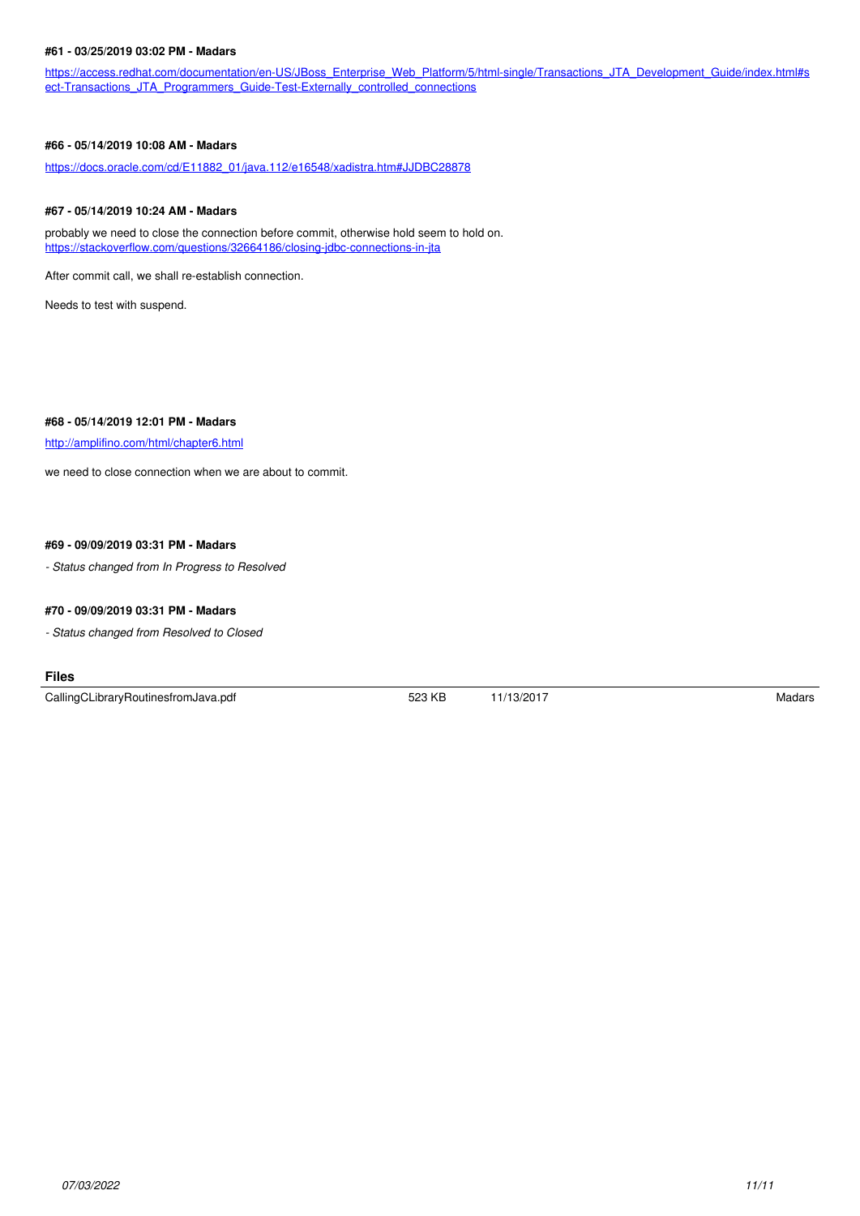#### #61 - 03/25/2019 03:02 PM - Madars

https://access.redhat.com/documentation/en-US/JBoss_Enterprise_Web_Platform/5/html-single/Transactions_JTA_Development_Guide/index.html#sect-Transactions_JTA_Programmers_Guide-Test-Externally_controlled_connections

#### #66 - 05/14/2019 10:08 AM - Madars

https://docs.oracle.com/cd/E11882_01/java.112/e16548/xadistra.htm#JJDBC28878

#### #67 - 05/14/2019 10:24 AM - Madars

probably we need to close the connection before commit, otherwise hold seem to hold on.
https://stackoverflow.com/questions/32664186/closing-jdbc-connections-in-jta

After commit call, we shall re-establish connection.

Needs to test with suspend.

#### #68 - 05/14/2019 12:01 PM - Madars

http://amplifino.com/html/chapter6.html

we need to close connection when we are about to commit.

#### #69 - 09/09/2019 03:31 PM - Madars

*- Status changed from In Progress to Resolved*

#### #70 - 09/09/2019 03:31 PM - Madars

*- Status changed from Resolved to Closed*

### Files

| | | | |
|---|---|---|---|
| CallingCLibraryRoutinesfromJava.pdf | 523 KB | 11/13/2017 | Madars |